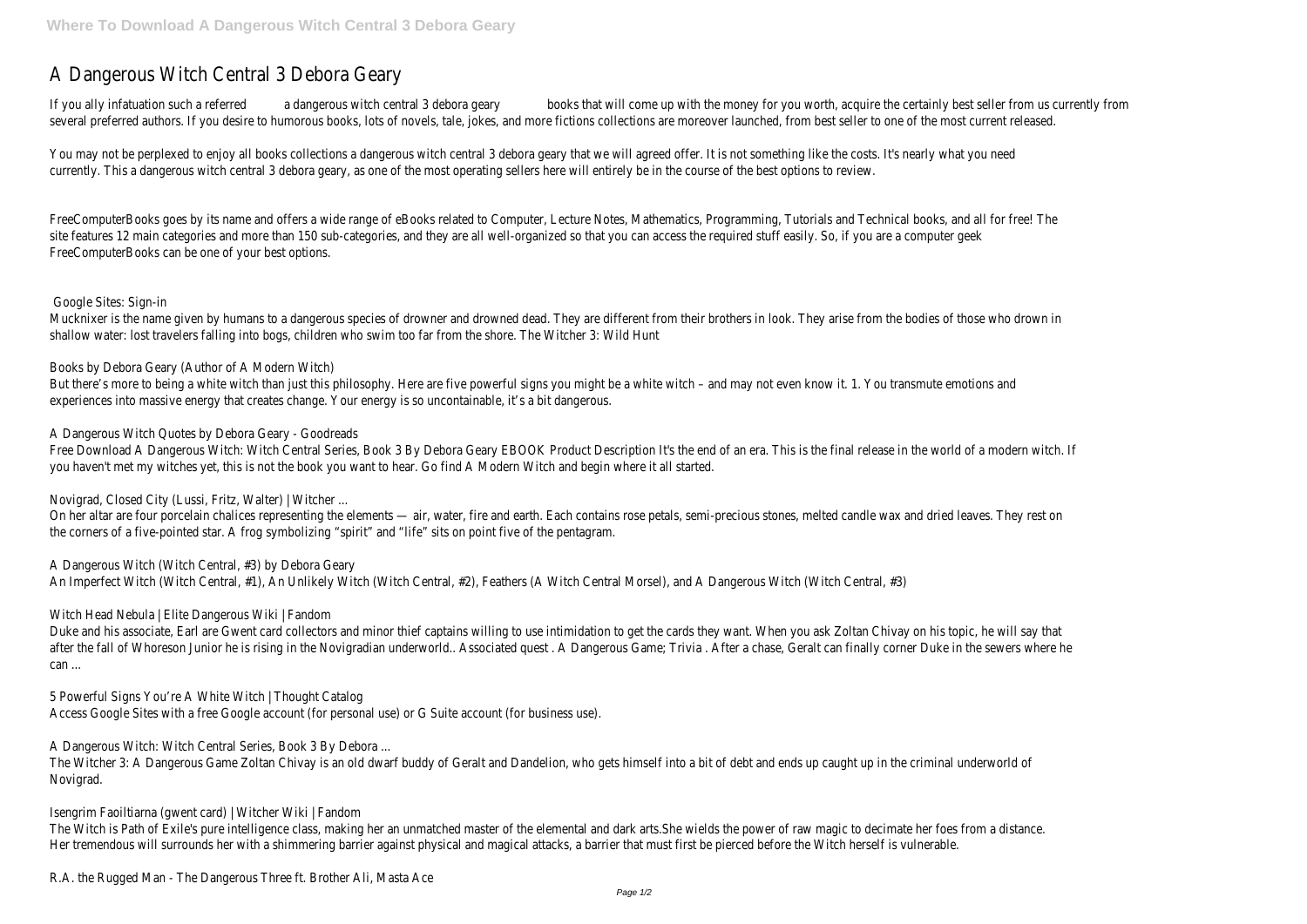# A Dangerous Witch Central 3 Debora Geary

If you ally infatuation such a referred a dangerous witch central 3 debora geary books that will come up with the money for you worth, acquire the certainly best seller from us currently from several preferred authors. If you desire to humorous books, lots of novels, tale, jokes, and more fictions collections are moreover launched, from best seller to one of the most current released.

You may not be perplexed to enjoy all books collections a dangerous witch central 3 debora geary that we will agreed offer. It is not something like the costs. It's nearly what you need currently. This a dangerous witch central 3 debora geary, as one of the most operating sellers here will entirely be in the course of the best options to review.

FreeComputerBooks goes by its name and offers a wide range of eBooks related to Computer, Lecture Notes, Mathematics, Programming, Tutorials and Technical books, and all for free! The site features 12 main categories and more than 150 sub-categories, and they are all well-organized so that you can access the required stuff easily. So, if you are a computer geek FreeComputerBooks can be one of your best options.

## Google Sites: Sign-in

Mucknixer is the name given by humans to a dangerous species of drowner and drowned dead. They are different from their brothers in look. They arise from the bodies of those who drown in shallow water: lost travelers falling into bogs, children who swim too far from the shore. The Witcher 3: Wild Hunt

## Books by Debora Geary (Author of A Modern Witch)

But there's more to being a white witch than just this philosophy. Here are five powerful signs you might be a white witch – and may not even know it. 1. You transmute emotions and experiences into massive energy that creates change. Your energy is so uncontainable, it's a bit dangerous.

## A Dangerous Witch Quotes by Debora Geary - Goodreads

Free Download A Dangerous Witch: Witch Central Series, Book 3 By Debora Geary EBOOK Product Description It's the end of an era. This is the final release in the world of a modern witch. If you haven't met my witches yet, this is not the book you want to hear. Go find A Modern Witch and begin where it all started.

## Novigrad, Closed City (Lussi, Fritz, Walter) | Witcher ...

On her altar are four porcelain chalices representing the elements — air, water, fire and earth. Each contains rose petals, semi-precious stones, melted candle wax and dried leaves. They rest on the corners of a five-pointed star. A frog symbolizing "spirit" and "life" sits on point five of the pentagram.

## A Dangerous Witch (Witch Central, #3) by Debora Geary

An Imperfect Witch (Witch Central, #1), An Unlikely Witch (Witch Central, #2), Feathers (A Witch Central Morsel), and A Dangerous Witch (Witch Central, #3)

## Witch Head Nebula | Elite Dangerous Wiki | Fandom

Duke and his associate, Earl are Gwent card collectors and minor thief captains willing to use intimidation to get the cards they want. When you ask Zoltan Chivay on his topic, he will say that after the fall of Whoreson Junior he is rising in the Novigradian underworld.. Associated quest . A Dangerous Game; Trivia . After a chase, Geralt can finally corner Duke in the sewers where he can ...

## 5 Powerful Signs You're A White Witch | Thought Catalog

Access Google Sites with a free Google account (for personal use) or G Suite account (for business use).

## A Dangerous Witch: Witch Central Series, Book 3 By Debora ...

The Witcher 3: A Dangerous Game Zoltan Chivay is an old dwarf buddy of Geralt and Dandelion, who gets himself into a bit of debt and ends up caught up in the criminal underworld of Novigrad.

## Isengrim Faoiltiarna (gwent card) | Witcher Wiki | Fandom

The Witch is Path of Exile's pure intelligence class, making her an unmatched master of the elemental and dark arts.She wields the power of raw magic to decimate her foes from a distance. Her tremendous will surrounds her with a shimmering barrier against physical and magical attacks, a barrier that must first be pierced before the Witch herself is vulnerable.

## R.A. the Rugged Man - The Dangerous Three ft. Brother Ali, Masta Ace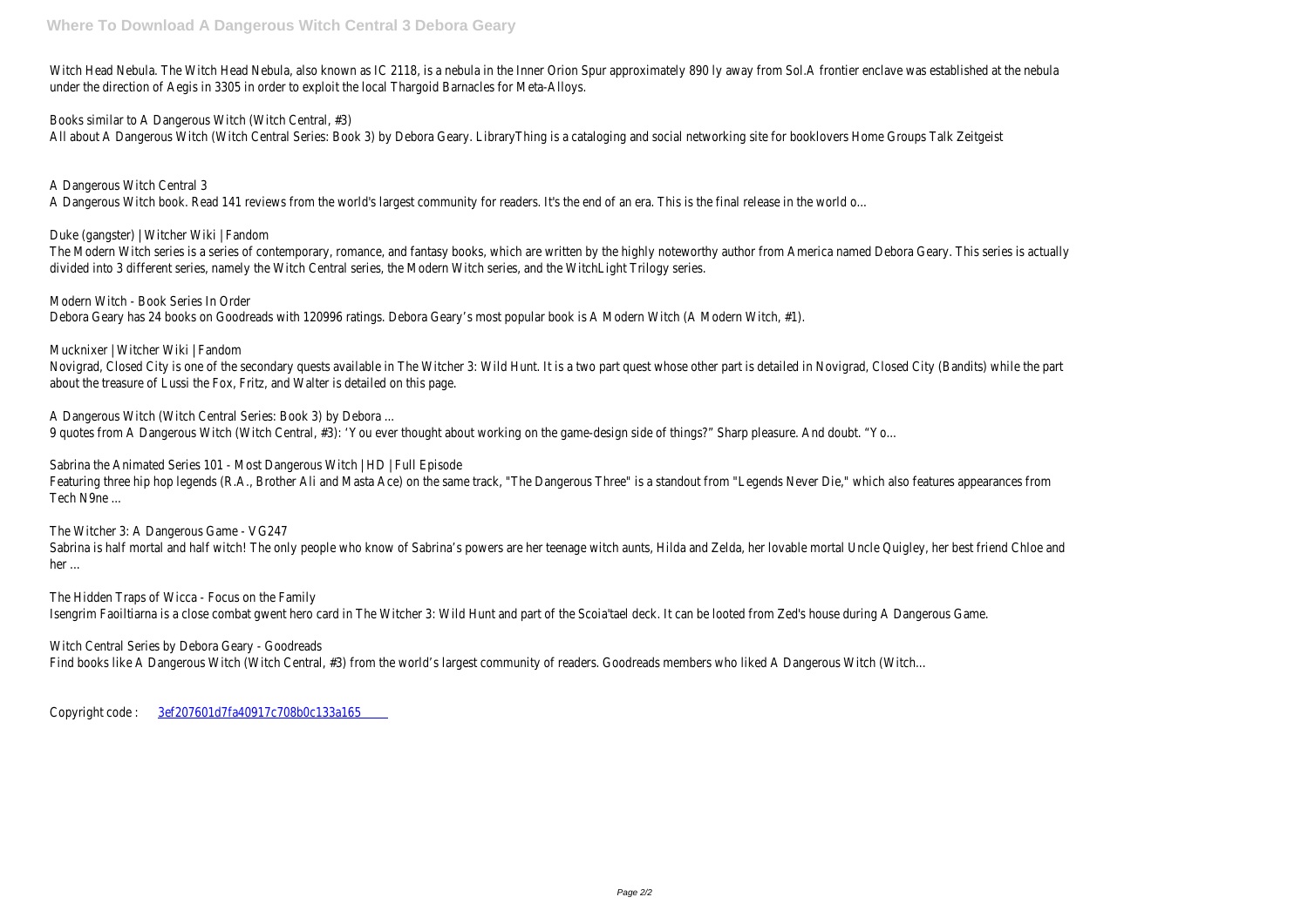Witch Head Nebula. The Witch Head Nebula, also known as IC 2118, is a nebula in the Inner Orion Spur approximately 890 ly away from Sol.A frontier enclave was established at the nebula under the direction of Aegis in 3305 in order to exploit the local Thargoid Barnacles for Meta-Alloys.

Books similar to A Dangerous Witch (Witch Central, #3)
All about A Dangerous Witch (Witch Central Series: Book 3) by Debora Geary. LibraryThing is a cataloging and social networking site for booklovers Home Groups Talk Zeitgeist

A Dangerous Witch Central 3
A Dangerous Witch book. Read 141 reviews from the world's largest community for readers. It's the end of an era. This is the final release in the world o...

Duke (gangster) | Witcher Wiki | Fandom
The Modern Witch series is a series of contemporary, romance, and fantasy books, which are written by the highly noteworthy author from America named Debora Geary. This series is actually divided into 3 different series, namely the Witch Central series, the Modern Witch series, and the WitchLight Trilogy series.

Modern Witch - Book Series In Order
Debora Geary has 24 books on Goodreads with 120996 ratings. Debora Geary's most popular book is A Modern Witch (A Modern Witch, #1).

Mucknixer | Witcher Wiki | Fandom
Novigrad, Closed City is one of the secondary quests available in The Witcher 3: Wild Hunt. It is a two part quest whose other part is detailed in Novigrad, Closed City (Bandits) while the part about the treasure of Lussi the Fox, Fritz, and Walter is detailed on this page.

A Dangerous Witch (Witch Central Series: Book 3) by Debora ...
9 quotes from A Dangerous Witch (Witch Central, #3): 'You ever thought about working on the game-design side of things?" Sharp pleasure. And doubt. "Yo...

Sabrina the Animated Series 101 - Most Dangerous Witch | HD | Full Episode
Featuring three hip hop legends (R.A., Brother Ali and Masta Ace) on the same track, "The Dangerous Three" is a standout from "Legends Never Die," which also features appearances from Tech N9ne ...

The Witcher 3: A Dangerous Game - VG247
Sabrina is half mortal and half witch! The only people who know of Sabrina's powers are her teenage witch aunts, Hilda and Zelda, her lovable mortal Uncle Quigley, her best friend Chloe and her ...

The Hidden Traps of Wicca - Focus on the Family
Isengrim Faoiltiarna is a close combat gwent hero card in The Witcher 3: Wild Hunt and part of the Scoia'tael deck. It can be looted from Zed's house during A Dangerous Game.

Witch Central Series by Debora Geary - Goodreads
Find books like A Dangerous Witch (Witch Central, #3) from the world's largest community of readers. Goodreads members who liked A Dangerous Witch (Witch...

Copyright code : 3ef207601d7fa40917c708b0c133a165